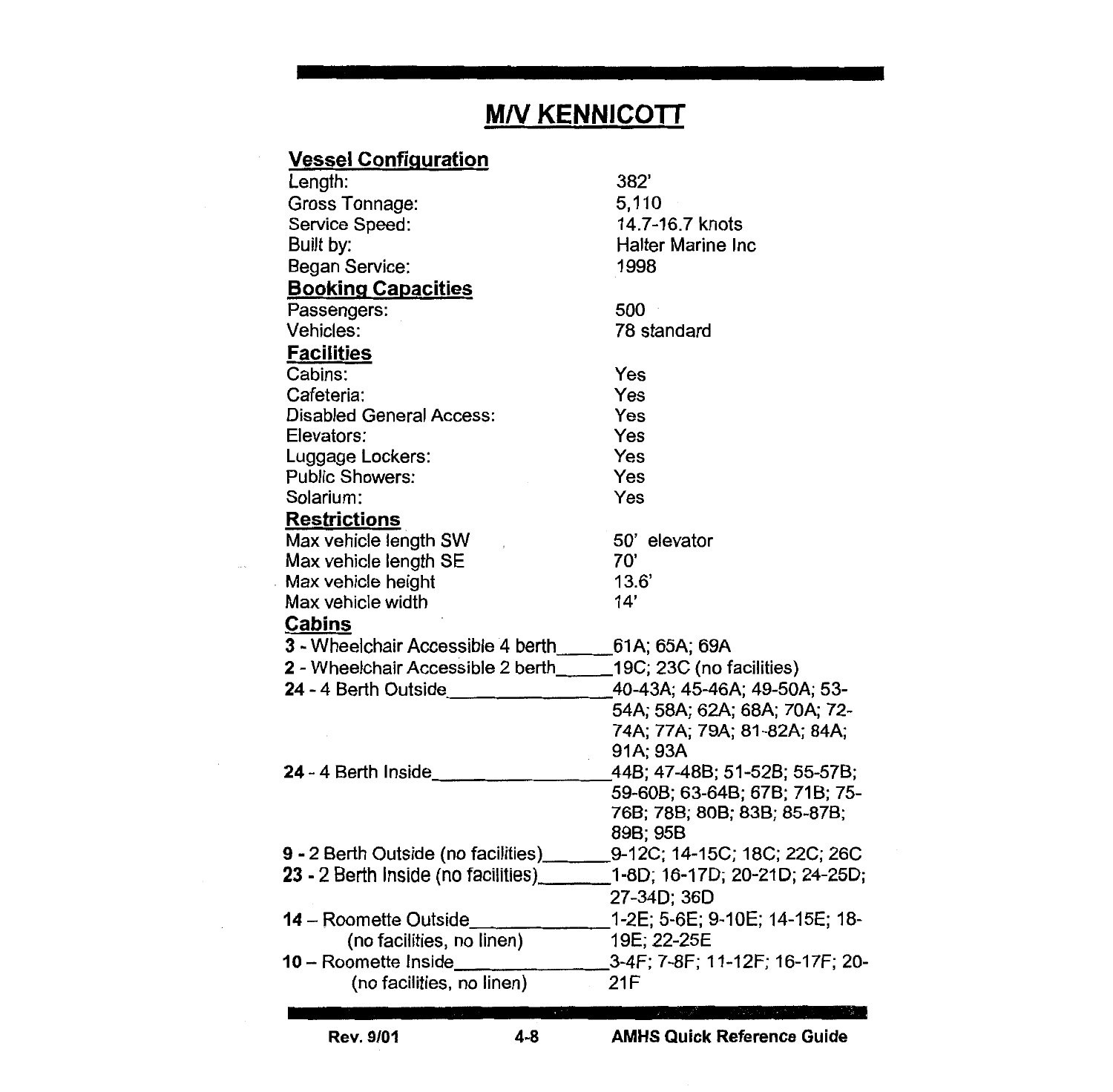# M/V KENNICOTT

## Vessel Configuration

| | |
|---|---|
| Length: | 382' |
| Gross Tonnage: | 5,110 |
| Service Speed: | 14.7-16.7 knots |
| Built by: | Halter Marine Inc |
| Began Service: | 1998 |

## Booking Capacities

| | |
|---|---|
| Passengers: | 500 |
| Vehicles: | 78 standard |

## Facilities

| | |
|---|---|
| Cabins: | Yes |
| Cafeteria: | Yes |
| Disabled General Access: | Yes |
| Elevators: | Yes |
| Luggage Lockers: | Yes |
| Public Showers: | Yes |
| Solarium: | Yes |

## Restrictions

| | |
|---|---|
| Max vehicle length SW | 50' elevator |
| Max vehicle length SE | 70' |
| Max vehicle height | 13.6' |
| Max vehicle width | 14' |

## Cabins

| | |
|---|---|
| **3** - Wheelchair Accessible 4 berth | 61A; 65A; 69A |
| **2** - Wheelchair Accessible 2 berth | 19C; 23C (no facilities) |
| **24** - 4 Berth Outside | 40-43A; 45-46A; 49-50A; 53-54A; 58A; 62A; 68A; 70A; 72-74A; 77A; 79A; 81-82A; 84A; 91A; 93A |
| **24** - 4 Berth Inside | 44B; 47-48B; 51-52B; 55-57B; 59-60B; 63-64B; 67B; 71B; 75-76B; 78B; 80B; 83B; 85-87B; 89B; 95B |
| **9** - 2 Berth Outside (no facilities) | 9-12C; 14-15C; 18C; 22C; 26C |
| **23** - 2 Berth Inside (no facilities) | 1-8D; 16-17D; 20-21D; 24-25D; 27-34D; 36D |
| **14** – Roomette Outside (no facilities, no linen) | 1-2E; 5-6E; 9-10E; 14-15E; 18-19E; 22-25E |
| **10** – Roomette Inside (no facilities, no linen) | 3-4F; 7-8F; 11-12F; 16-17F; 20-21F |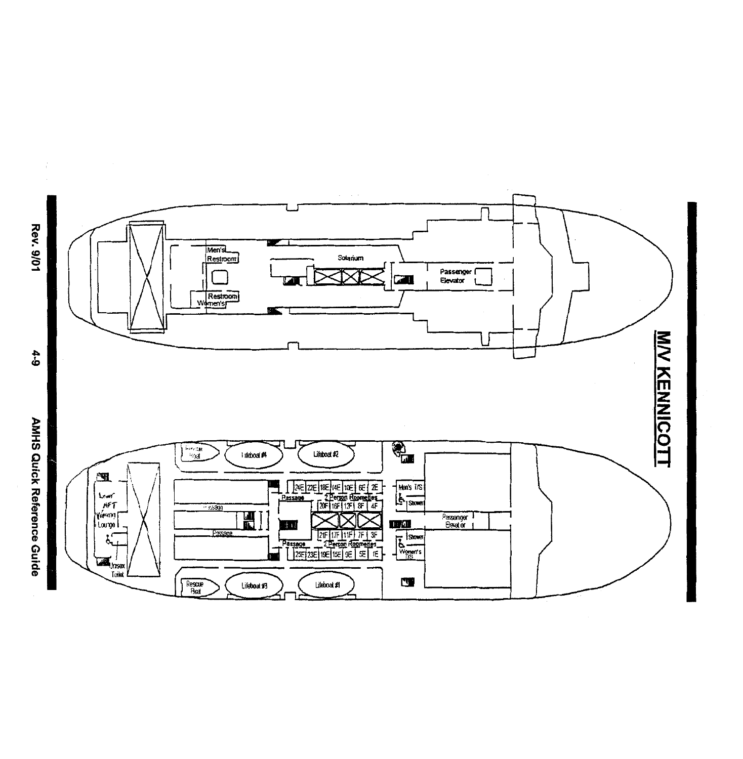# M/V KENNICOTT

Men's Restroom

Women's Restroom

Solarium

Passenger Elevator

Rescue Boat

Lifeboat #4

Lifeboat #2

24E 22E 18E 14E 10E 6E 2E

Passage

2 Person Roomettes

20F 16F 12F 8F 4F

Men's T/S

Shower

Lower AFT Viewing Lounge

Passage

Passage

21F 17F 11F 7F 3F

Passage

2 Person Roomettes

25E 23E 19E 15E 9E 5E 1E

Passenger Elevator

Shower

Women's T/S

Unisex Toilet

Rescue Boat

Lifeboat #3

Lifeboat #1

Rev. 9/01

4-9

AMHS Quick Reference Guide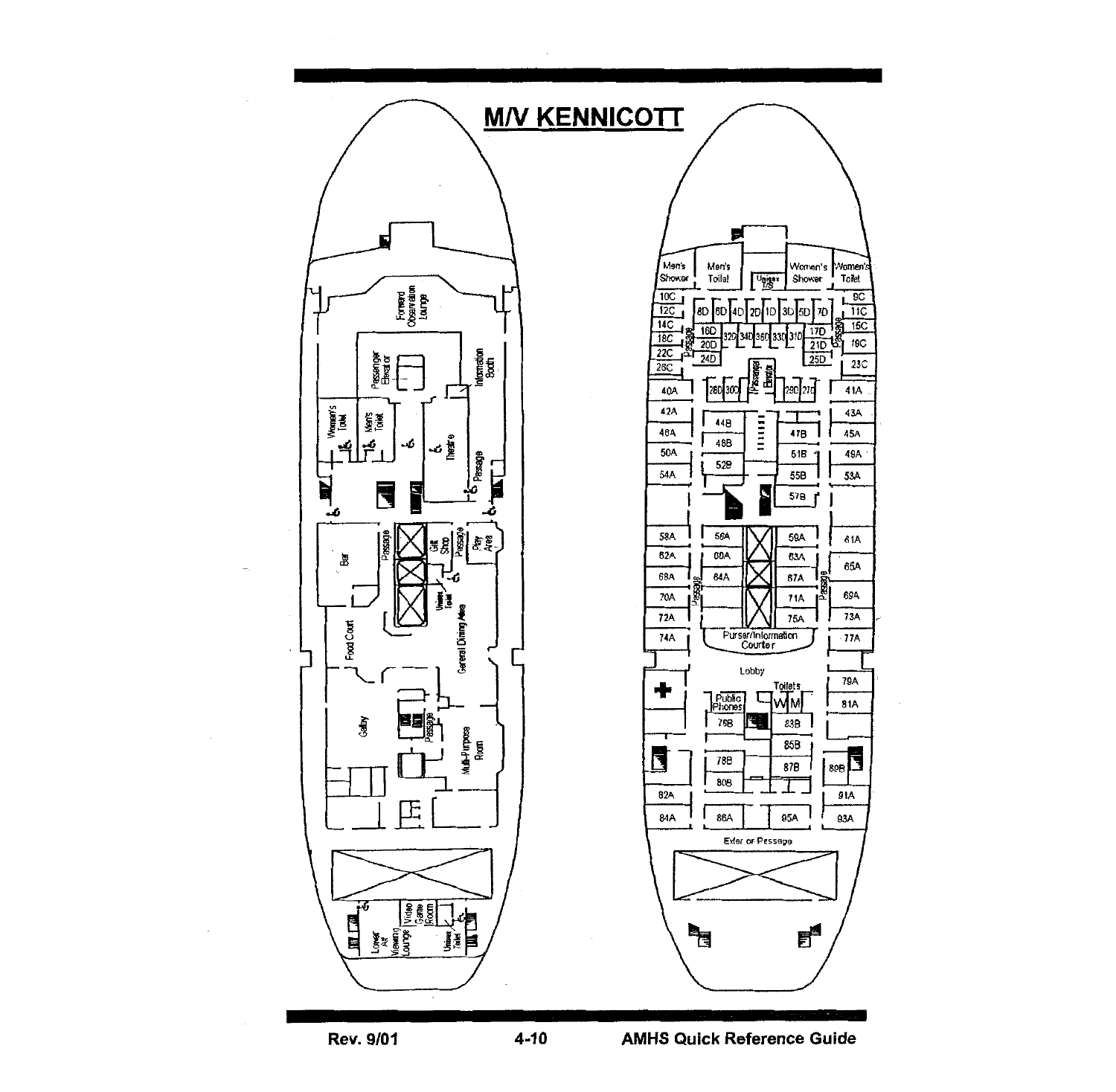# M/V KENNICOTT

Forward Observation Lounge

Passenger Elevator

Information Booth

Women's Toilet

Men's Toilet

Theatre

Passage

Bar

Passage

Gift Shop

Passage

Play Area

Unisex Toilet

Food Court

General Dining Area

Galley

Passage

Multi-Purpose Room

Lower Aft Viewing Lounge

Video Game Room

Unisex Toilet

Men's Shower

Men's Toilet

Unisex T/S

Women's Shower

Women's Toilet

10C 12C 14C 18C 22C 26C

9C 11C 15C 19C 23C

8D 6D 4D 2D 1D 3D 5D 7D

16D 20D 24D

32D 34D 36D 33D 31D

17D 21D 25D

Passage

Passage

28D 30D

Passenger Elevator

29D 27D

40A 42A 46A 50A 54A

41A 43A 45A 49A 53A

44B 48B 52B

47B 51B 55B 57B

58A 62A 66A 70A 72A 74A

56A 60A 64A

59A 63A 67A 71A 75A

61A 65A 69A 73A 77A

Passage

Passage

Purser/Information Counter

Lobby

Toilets

W M

Public Phones

79A 81A

76B 78B 80B

83B 85B 87B

89B

82A 84A

86A 95A

91A 93A

Exter or Passage